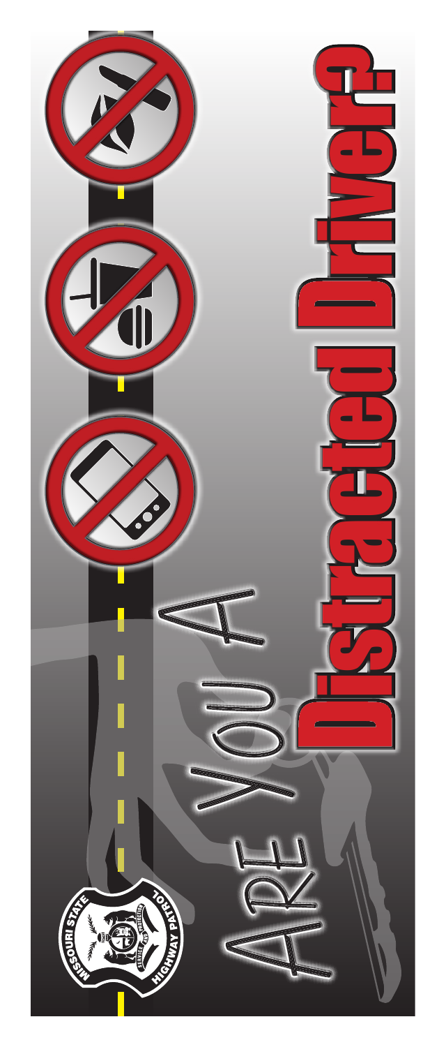# Are You A Distracted Driver?

MISSOURI STATE HIGHWAY PATROL

SERVICE AND PROTECTION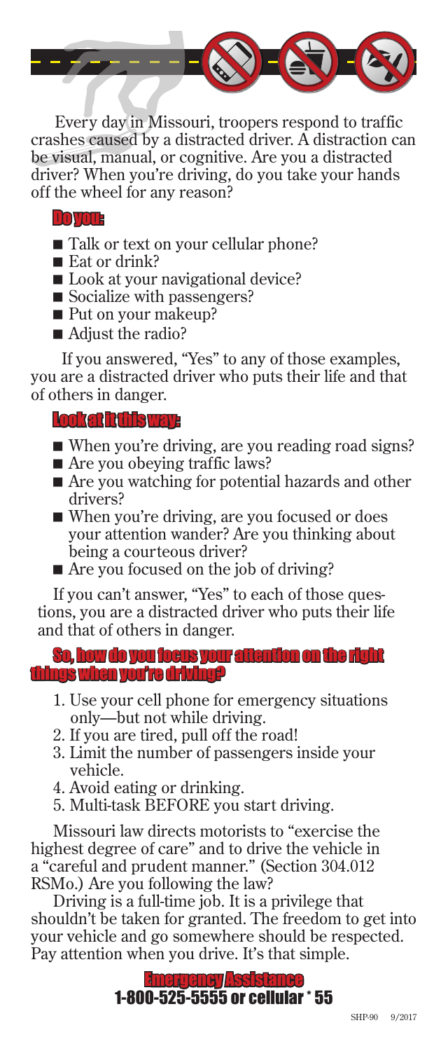Every day in Missouri, troopers respond to traffic crashes caused by a distracted driver. A distraction can be visual, manual, or cognitive. Are you a distracted driver? When you're driving, do you take your hands off the wheel for any reason?

### Do you:

- Talk or text on your cellular phone?
- Eat or drink?
- Look at your navigational device?
- Socialize with passengers?
- Put on your makeup?
- Adjust the radio?

If you answered, "Yes" to any of those examples, you are a distracted driver who puts their life and that of others in danger.

### Look at it this way:

- When you're driving, are you reading road signs?
- Are you obeying traffic laws?
- Are you watching for potential hazards and other drivers?
- When you're driving, are you focused or does your attention wander? Are you thinking about being a courteous driver?
- Are you focused on the job of driving?

If you can't answer, "Yes" to each of those questions, you are a distracted driver who puts their life and that of others in danger.

### So, how do you focus your attention on the right things when you're driving?

1. Use your cell phone for emergency situations only—but not while driving.
2. If you are tired, pull off the road!
3. Limit the number of passengers inside your vehicle.
4. Avoid eating or drinking.
5. Multi-task BEFORE you start driving.

Missouri law directs motorists to "exercise the highest degree of care" and to drive the vehicle in a "careful and prudent manner." (Section 304.012 RSMo.) Are you following the law?

Driving is a full-time job. It is a privilege that shouldn't be taken for granted. The freedom to get into your vehicle and go somewhere should be respected. Pay attention when you drive. It's that simple.

**Emergency Assistance**
**1-800-525-5555 or cellular * 55**

SHP-90 9/2017